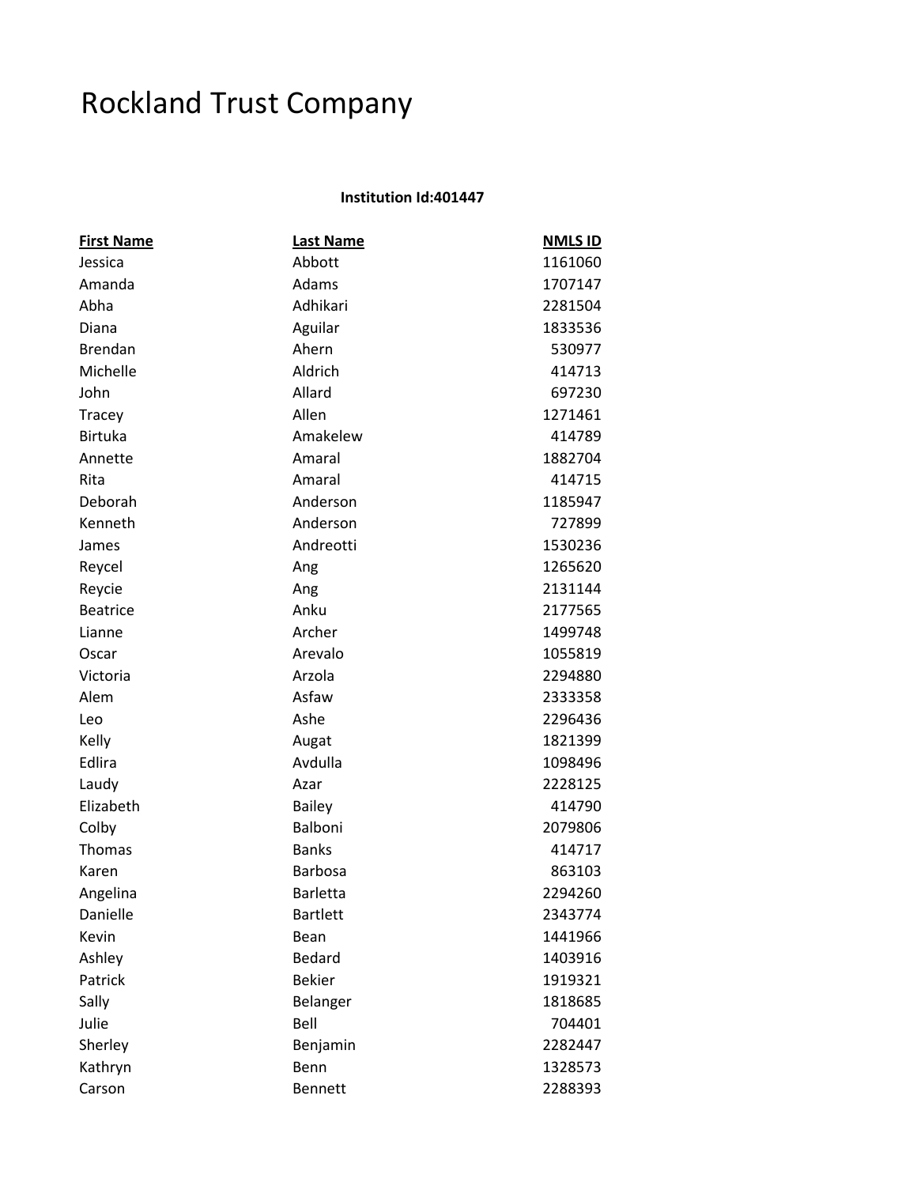# Rockland Trust Company

**Institution Id:401447**

| First Name | Last Name | NMLS ID |
|---|---|---|
| Jessica | Abbott | 1161060 |
| Amanda | Adams | 1707147 |
| Abha | Adhikari | 2281504 |
| Diana | Aguilar | 1833536 |
| Brendan | Ahern | 530977 |
| Michelle | Aldrich | 414713 |
| John | Allard | 697230 |
| Tracey | Allen | 1271461 |
| Birtuka | Amakelew | 414789 |
| Annette | Amaral | 1882704 |
| Rita | Amaral | 414715 |
| Deborah | Anderson | 1185947 |
| Kenneth | Anderson | 727899 |
| James | Andreotti | 1530236 |
| Reycel | Ang | 1265620 |
| Reycie | Ang | 2131144 |
| Beatrice | Anku | 2177565 |
| Lianne | Archer | 1499748 |
| Oscar | Arevalo | 1055819 |
| Victoria | Arzola | 2294880 |
| Alem | Asfaw | 2333358 |
| Leo | Ashe | 2296436 |
| Kelly | Augat | 1821399 |
| Edlira | Avdulla | 1098496 |
| Laudy | Azar | 2228125 |
| Elizabeth | Bailey | 414790 |
| Colby | Balboni | 2079806 |
| Thomas | Banks | 414717 |
| Karen | Barbosa | 863103 |
| Angelina | Barletta | 2294260 |
| Danielle | Bartlett | 2343774 |
| Kevin | Bean | 1441966 |
| Ashley | Bedard | 1403916 |
| Patrick | Bekier | 1919321 |
| Sally | Belanger | 1818685 |
| Julie | Bell | 704401 |
| Sherley | Benjamin | 2282447 |
| Kathryn | Benn | 1328573 |
| Carson | Bennett | 2288393 |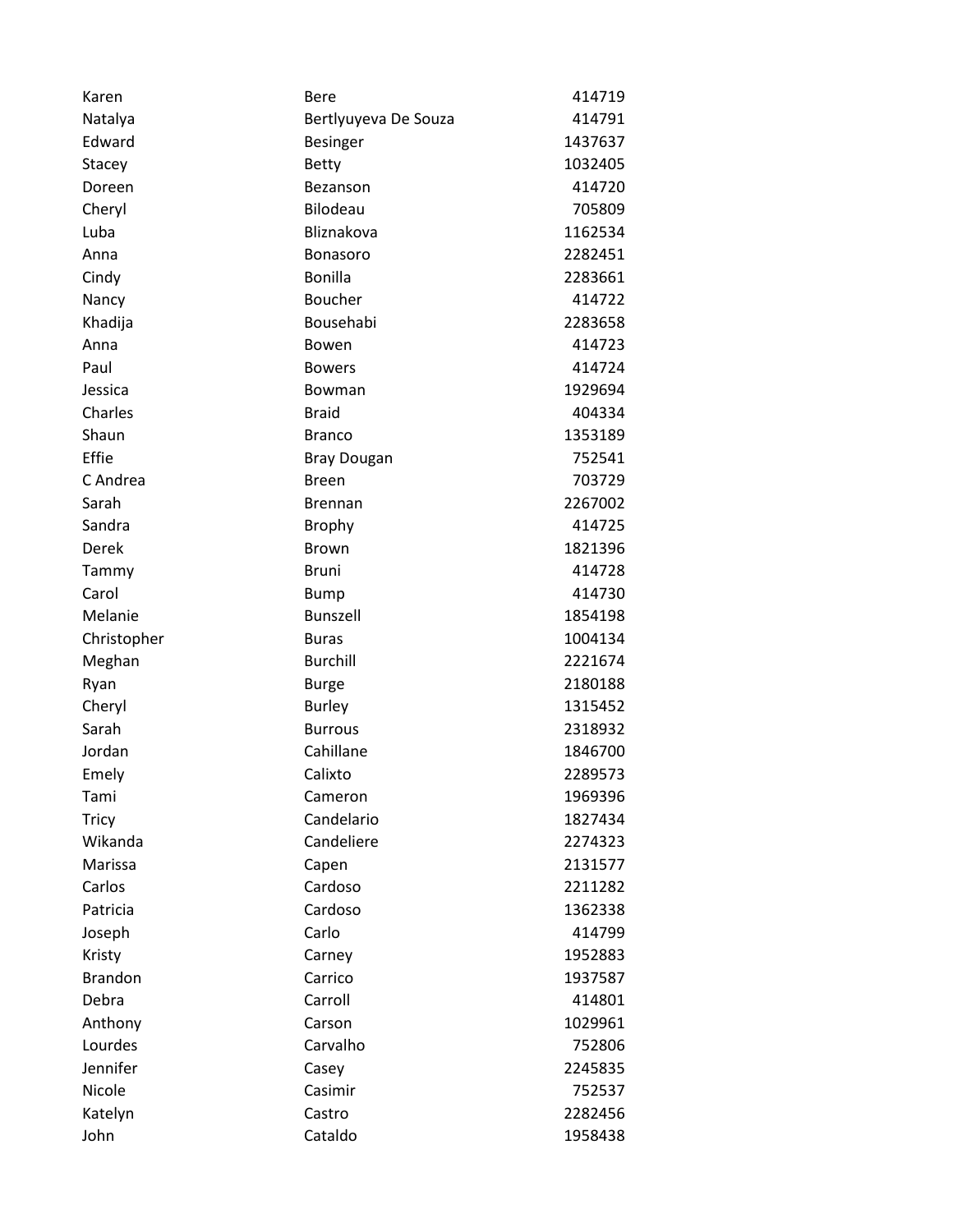| | | |
|---|---|---|
| Karen | Bere | 414719 |
| Natalya | Bertlyuyeva De Souza | 414791 |
| Edward | Besinger | 1437637 |
| Stacey | Betty | 1032405 |
| Doreen | Bezanson | 414720 |
| Cheryl | Bilodeau | 705809 |
| Luba | Bliznakova | 1162534 |
| Anna | Bonasoro | 2282451 |
| Cindy | Bonilla | 2283661 |
| Nancy | Boucher | 414722 |
| Khadija | Bousehabi | 2283658 |
| Anna | Bowen | 414723 |
| Paul | Bowers | 414724 |
| Jessica | Bowman | 1929694 |
| Charles | Braid | 404334 |
| Shaun | Branco | 1353189 |
| Effie | Bray Dougan | 752541 |
| C Andrea | Breen | 703729 |
| Sarah | Brennan | 2267002 |
| Sandra | Brophy | 414725 |
| Derek | Brown | 1821396 |
| Tammy | Bruni | 414728 |
| Carol | Bump | 414730 |
| Melanie | Bunszell | 1854198 |
| Christopher | Buras | 1004134 |
| Meghan | Burchill | 2221674 |
| Ryan | Burge | 2180188 |
| Cheryl | Burley | 1315452 |
| Sarah | Burrous | 2318932 |
| Jordan | Cahillane | 1846700 |
| Emely | Calixto | 2289573 |
| Tami | Cameron | 1969396 |
| Tricy | Candelario | 1827434 |
| Wikanda | Candeliere | 2274323 |
| Marissa | Capen | 2131577 |
| Carlos | Cardoso | 2211282 |
| Patricia | Cardoso | 1362338 |
| Joseph | Carlo | 414799 |
| Kristy | Carney | 1952883 |
| Brandon | Carrico | 1937587 |
| Debra | Carroll | 414801 |
| Anthony | Carson | 1029961 |
| Lourdes | Carvalho | 752806 |
| Jennifer | Casey | 2245835 |
| Nicole | Casimir | 752537 |
| Katelyn | Castro | 2282456 |
| John | Cataldo | 1958438 |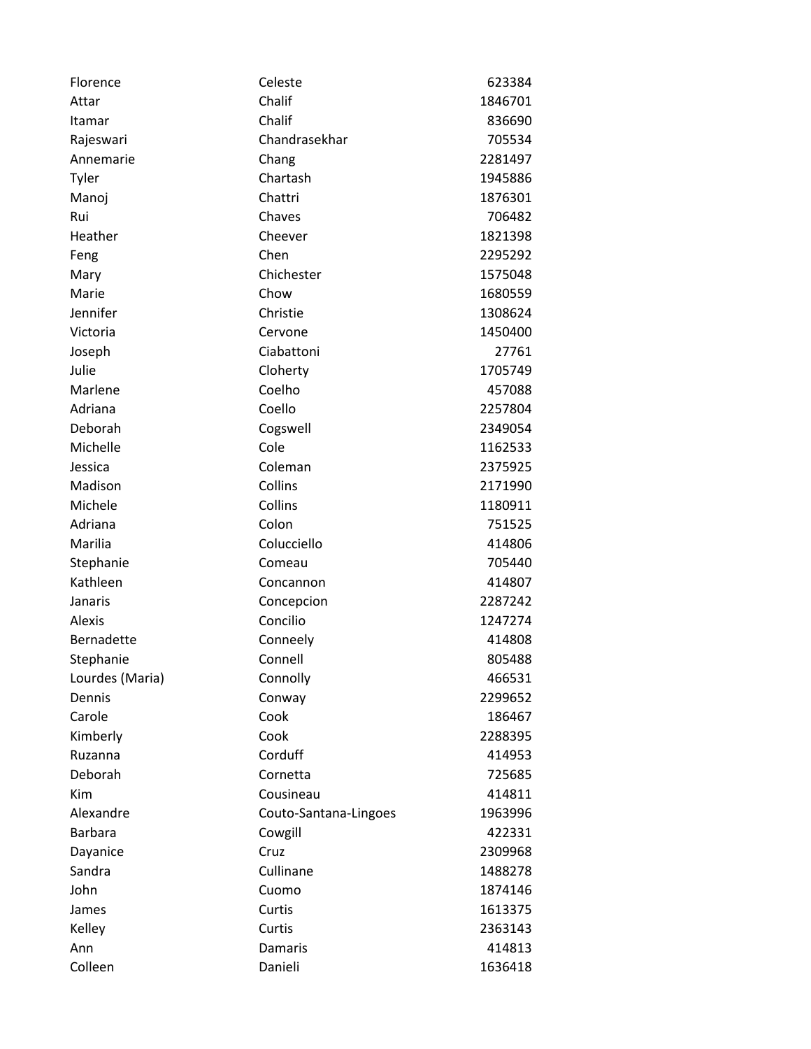| | | |
|---|---|---|
| Florence | Celeste | 623384 |
| Attar | Chalif | 1846701 |
| Itamar | Chalif | 836690 |
| Rajeswari | Chandrasekhar | 705534 |
| Annemarie | Chang | 2281497 |
| Tyler | Chartash | 1945886 |
| Manoj | Chattri | 1876301 |
| Rui | Chaves | 706482 |
| Heather | Cheever | 1821398 |
| Feng | Chen | 2295292 |
| Mary | Chichester | 1575048 |
| Marie | Chow | 1680559 |
| Jennifer | Christie | 1308624 |
| Victoria | Cervone | 1450400 |
| Joseph | Ciabattoni | 27761 |
| Julie | Cloherty | 1705749 |
| Marlene | Coelho | 457088 |
| Adriana | Coello | 2257804 |
| Deborah | Cogswell | 2349054 |
| Michelle | Cole | 1162533 |
| Jessica | Coleman | 2375925 |
| Madison | Collins | 2171990 |
| Michele | Collins | 1180911 |
| Adriana | Colon | 751525 |
| Marilia | Colucciello | 414806 |
| Stephanie | Comeau | 705440 |
| Kathleen | Concannon | 414807 |
| Janaris | Concepcion | 2287242 |
| Alexis | Concilio | 1247274 |
| Bernadette | Conneely | 414808 |
| Stephanie | Connell | 805488 |
| Lourdes (Maria) | Connolly | 466531 |
| Dennis | Conway | 2299652 |
| Carole | Cook | 186467 |
| Kimberly | Cook | 2288395 |
| Ruzanna | Corduff | 414953 |
| Deborah | Cornetta | 725685 |
| Kim | Cousineau | 414811 |
| Alexandre | Couto-Santana-Lingoes | 1963996 |
| Barbara | Cowgill | 422331 |
| Dayanice | Cruz | 2309968 |
| Sandra | Cullinane | 1488278 |
| John | Cuomo | 1874146 |
| James | Curtis | 1613375 |
| Kelley | Curtis | 2363143 |
| Ann | Damaris | 414813 |
| Colleen | Danieli | 1636418 |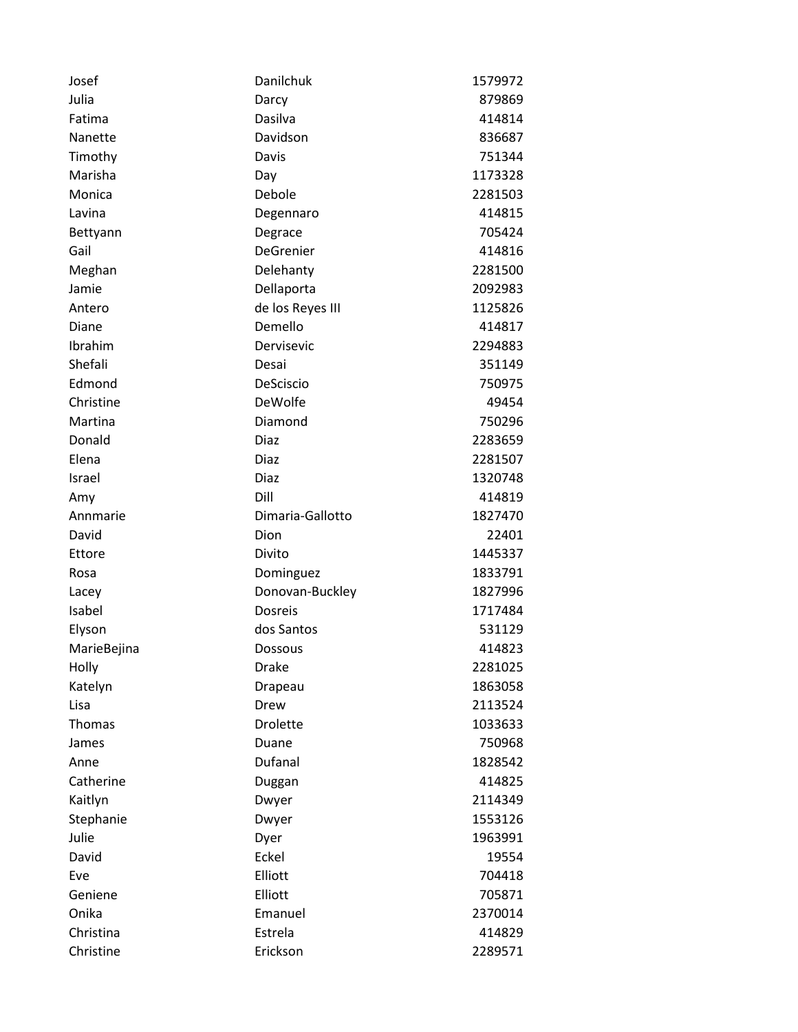| | | |
|---|---|---|
| Josef | Danilchuk | 1579972 |
| Julia | Darcy | 879869 |
| Fatima | Dasilva | 414814 |
| Nanette | Davidson | 836687 |
| Timothy | Davis | 751344 |
| Marisha | Day | 1173328 |
| Monica | Debole | 2281503 |
| Lavina | Degennaro | 414815 |
| Bettyann | Degrace | 705424 |
| Gail | DeGrenier | 414816 |
| Meghan | Delehanty | 2281500 |
| Jamie | Dellaporta | 2092983 |
| Antero | de los Reyes III | 1125826 |
| Diane | Demello | 414817 |
| Ibrahim | Dervisevic | 2294883 |
| Shefali | Desai | 351149 |
| Edmond | DeSciscio | 750975 |
| Christine | DeWolfe | 49454 |
| Martina | Diamond | 750296 |
| Donald | Diaz | 2283659 |
| Elena | Diaz | 2281507 |
| Israel | Diaz | 1320748 |
| Amy | Dill | 414819 |
| Annmarie | Dimaria-Gallotto | 1827470 |
| David | Dion | 22401 |
| Ettore | Divito | 1445337 |
| Rosa | Dominguez | 1833791 |
| Lacey | Donovan-Buckley | 1827996 |
| Isabel | Dosreis | 1717484 |
| Elyson | dos Santos | 531129 |
| MarieBejina | Dossous | 414823 |
| Holly | Drake | 2281025 |
| Katelyn | Drapeau | 1863058 |
| Lisa | Drew | 2113524 |
| Thomas | Drolette | 1033633 |
| James | Duane | 750968 |
| Anne | Dufanal | 1828542 |
| Catherine | Duggan | 414825 |
| Kaitlyn | Dwyer | 2114349 |
| Stephanie | Dwyer | 1553126 |
| Julie | Dyer | 1963991 |
| David | Eckel | 19554 |
| Eve | Elliott | 704418 |
| Geniene | Elliott | 705871 |
| Onika | Emanuel | 2370014 |
| Christina | Estrela | 414829 |
| Christine | Erickson | 2289571 |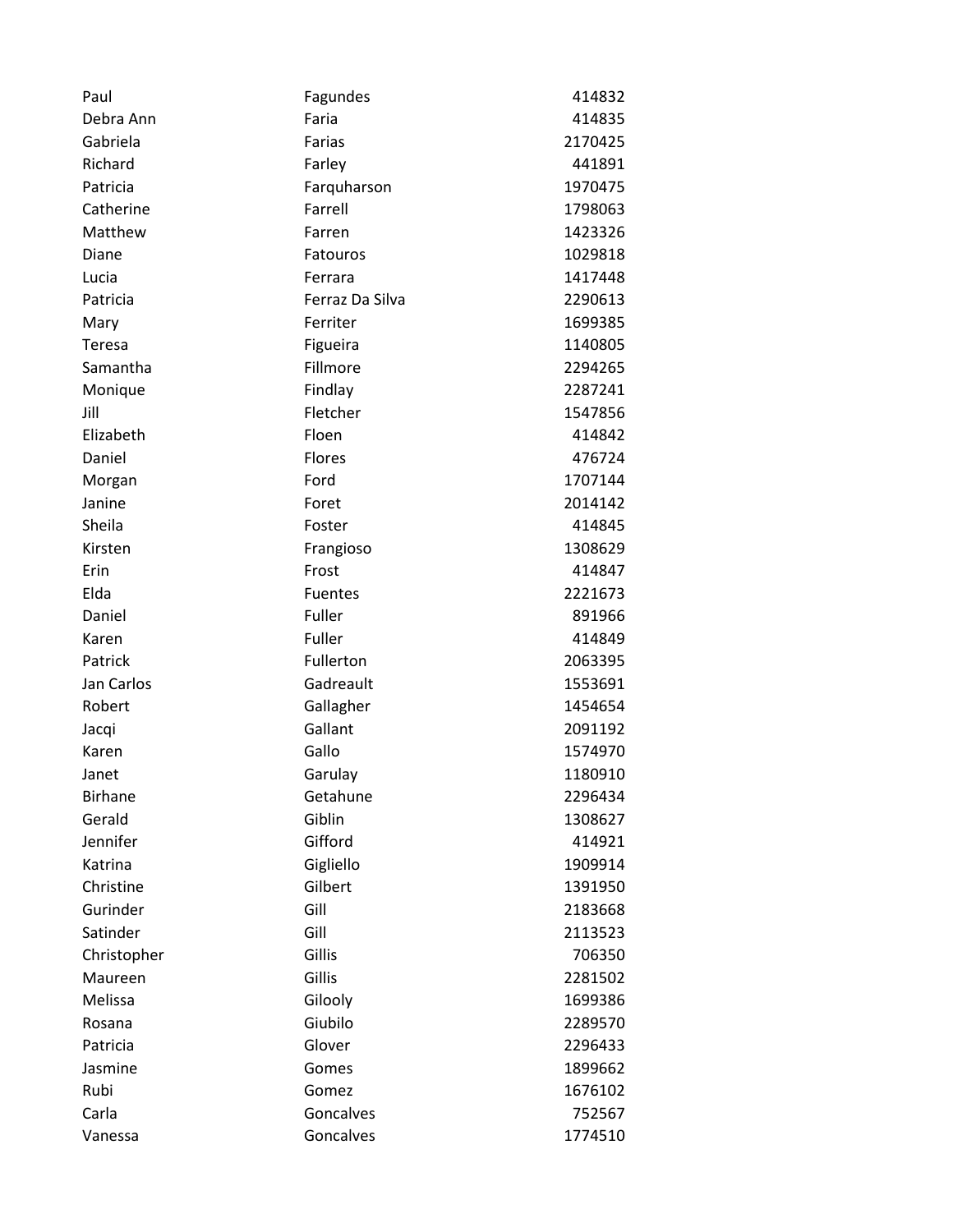| | | |
|---|---|---|
| Paul | Fagundes | 414832 |
| Debra Ann | Faria | 414835 |
| Gabriela | Farias | 2170425 |
| Richard | Farley | 441891 |
| Patricia | Farquharson | 1970475 |
| Catherine | Farrell | 1798063 |
| Matthew | Farren | 1423326 |
| Diane | Fatouros | 1029818 |
| Lucia | Ferrara | 1417448 |
| Patricia | Ferraz Da Silva | 2290613 |
| Mary | Ferriter | 1699385 |
| Teresa | Figueira | 1140805 |
| Samantha | Fillmore | 2294265 |
| Monique | Findlay | 2287241 |
| Jill | Fletcher | 1547856 |
| Elizabeth | Floen | 414842 |
| Daniel | Flores | 476724 |
| Morgan | Ford | 1707144 |
| Janine | Foret | 2014142 |
| Sheila | Foster | 414845 |
| Kirsten | Frangioso | 1308629 |
| Erin | Frost | 414847 |
| Elda | Fuentes | 2221673 |
| Daniel | Fuller | 891966 |
| Karen | Fuller | 414849 |
| Patrick | Fullerton | 2063395 |
| Jan Carlos | Gadreault | 1553691 |
| Robert | Gallagher | 1454654 |
| Jacqi | Gallant | 2091192 |
| Karen | Gallo | 1574970 |
| Janet | Garulay | 1180910 |
| Birhane | Getahune | 2296434 |
| Gerald | Giblin | 1308627 |
| Jennifer | Gifford | 414921 |
| Katrina | Gigliello | 1909914 |
| Christine | Gilbert | 1391950 |
| Gurinder | Gill | 2183668 |
| Satinder | Gill | 2113523 |
| Christopher | Gillis | 706350 |
| Maureen | Gillis | 2281502 |
| Melissa | Gilooly | 1699386 |
| Rosana | Giubilo | 2289570 |
| Patricia | Glover | 2296433 |
| Jasmine | Gomes | 1899662 |
| Rubi | Gomez | 1676102 |
| Carla | Goncalves | 752567 |
| Vanessa | Goncalves | 1774510 |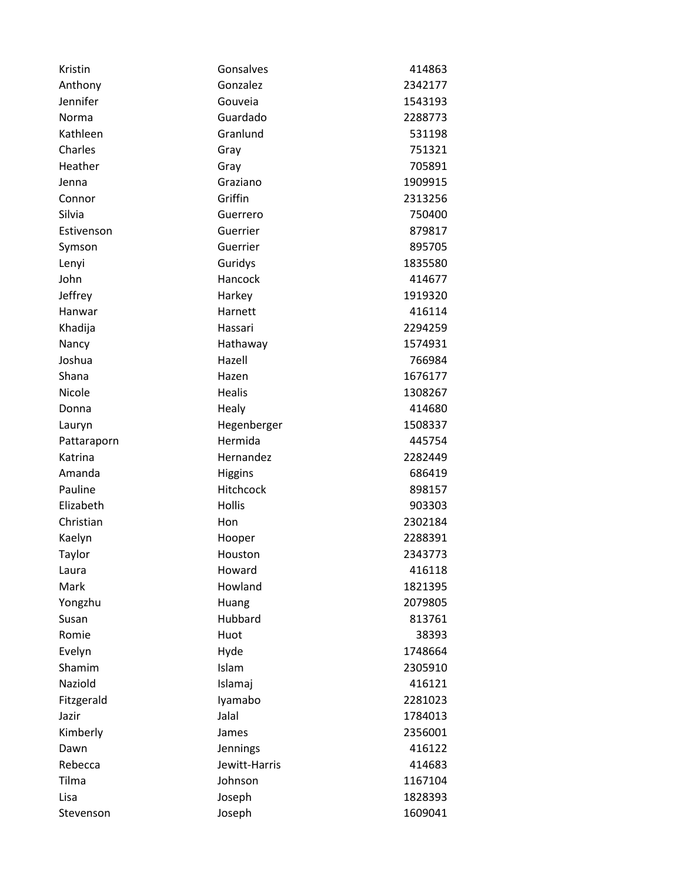| | | |
|---|---|---|
| Kristin | Gonsalves | 414863 |
| Anthony | Gonzalez | 2342177 |
| Jennifer | Gouveia | 1543193 |
| Norma | Guardado | 2288773 |
| Kathleen | Granlund | 531198 |
| Charles | Gray | 751321 |
| Heather | Gray | 705891 |
| Jenna | Graziano | 1909915 |
| Connor | Griffin | 2313256 |
| Silvia | Guerrero | 750400 |
| Estivenson | Guerrier | 879817 |
| Symson | Guerrier | 895705 |
| Lenyi | Guridys | 1835580 |
| John | Hancock | 414677 |
| Jeffrey | Harkey | 1919320 |
| Hanwar | Harnett | 416114 |
| Khadija | Hassari | 2294259 |
| Nancy | Hathaway | 1574931 |
| Joshua | Hazell | 766984 |
| Shana | Hazen | 1676177 |
| Nicole | Healis | 1308267 |
| Donna | Healy | 414680 |
| Lauryn | Hegenberger | 1508337 |
| Pattaraporn | Hermida | 445754 |
| Katrina | Hernandez | 2282449 |
| Amanda | Higgins | 686419 |
| Pauline | Hitchcock | 898157 |
| Elizabeth | Hollis | 903303 |
| Christian | Hon | 2302184 |
| Kaelyn | Hooper | 2288391 |
| Taylor | Houston | 2343773 |
| Laura | Howard | 416118 |
| Mark | Howland | 1821395 |
| Yongzhu | Huang | 2079805 |
| Susan | Hubbard | 813761 |
| Romie | Huot | 38393 |
| Evelyn | Hyde | 1748664 |
| Shamim | Islam | 2305910 |
| Naziold | Islamaj | 416121 |
| Fitzgerald | Iyamabo | 2281023 |
| Jazir | Jalal | 1784013 |
| Kimberly | James | 2356001 |
| Dawn | Jennings | 416122 |
| Rebecca | Jewitt-Harris | 414683 |
| Tilma | Johnson | 1167104 |
| Lisa | Joseph | 1828393 |
| Stevenson | Joseph | 1609041 |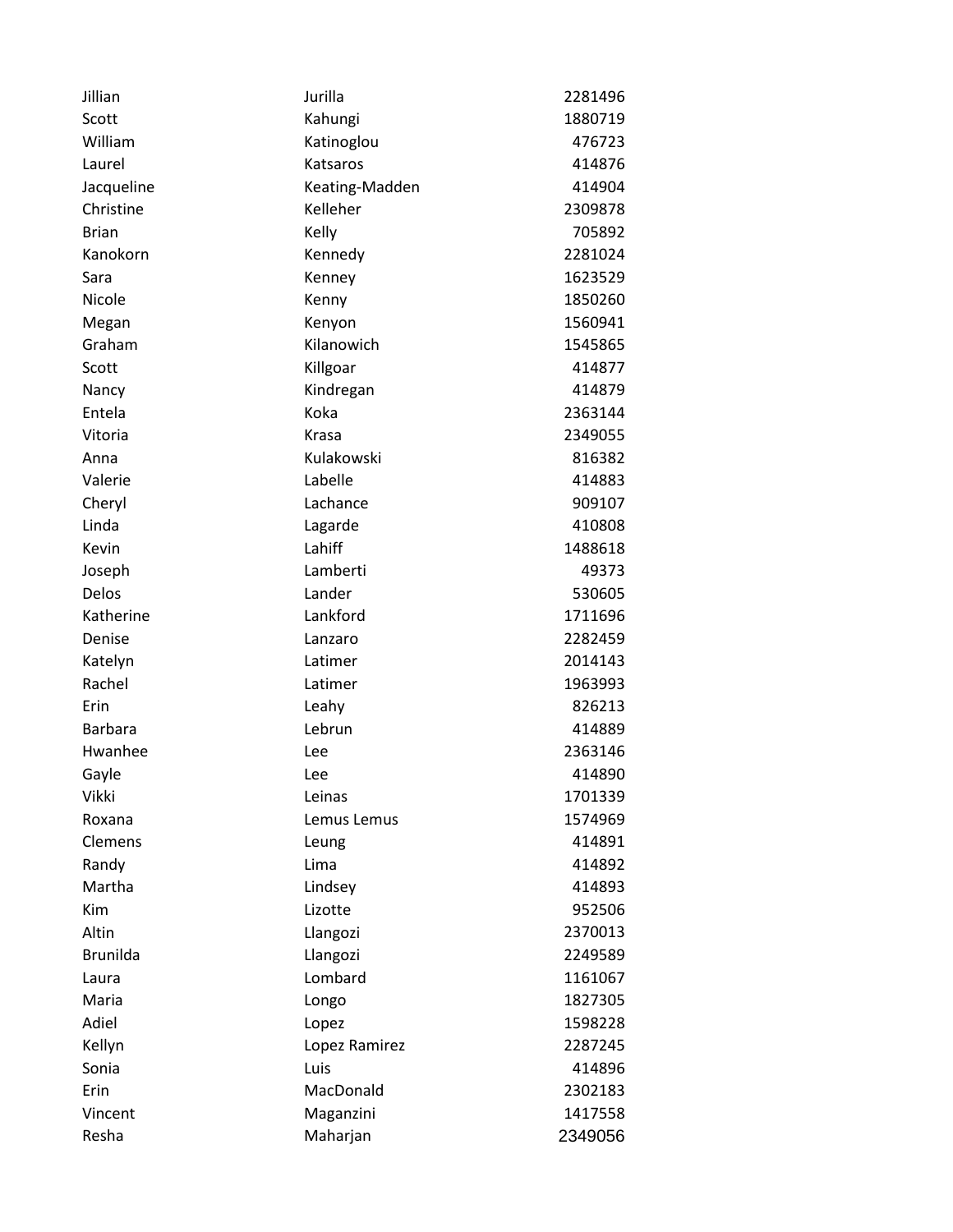| | | |
|---|---|---|
| Jillian | Jurilla | 2281496 |
| Scott | Kahungi | 1880719 |
| William | Katinoglou | 476723 |
| Laurel | Katsaros | 414876 |
| Jacqueline | Keating-Madden | 414904 |
| Christine | Kelleher | 2309878 |
| Brian | Kelly | 705892 |
| Kanokorn | Kennedy | 2281024 |
| Sara | Kenney | 1623529 |
| Nicole | Kenny | 1850260 |
| Megan | Kenyon | 1560941 |
| Graham | Kilanowich | 1545865 |
| Scott | Killgoar | 414877 |
| Nancy | Kindregan | 414879 |
| Entela | Koka | 2363144 |
| Vitoria | Krasa | 2349055 |
| Anna | Kulakowski | 816382 |
| Valerie | Labelle | 414883 |
| Cheryl | Lachance | 909107 |
| Linda | Lagarde | 410808 |
| Kevin | Lahiff | 1488618 |
| Joseph | Lamberti | 49373 |
| Delos | Lander | 530605 |
| Katherine | Lankford | 1711696 |
| Denise | Lanzaro | 2282459 |
| Katelyn | Latimer | 2014143 |
| Rachel | Latimer | 1963993 |
| Erin | Leahy | 826213 |
| Barbara | Lebrun | 414889 |
| Hwanhee | Lee | 2363146 |
| Gayle | Lee | 414890 |
| Vikki | Leinas | 1701339 |
| Roxana | Lemus Lemus | 1574969 |
| Clemens | Leung | 414891 |
| Randy | Lima | 414892 |
| Martha | Lindsey | 414893 |
| Kim | Lizotte | 952506 |
| Altin | Llangozi | 2370013 |
| Brunilda | Llangozi | 2249589 |
| Laura | Lombard | 1161067 |
| Maria | Longo | 1827305 |
| Adiel | Lopez | 1598228 |
| Kellyn | Lopez Ramirez | 2287245 |
| Sonia | Luis | 414896 |
| Erin | MacDonald | 2302183 |
| Vincent | Maganzini | 1417558 |
| Resha | Maharjan | 2349056 |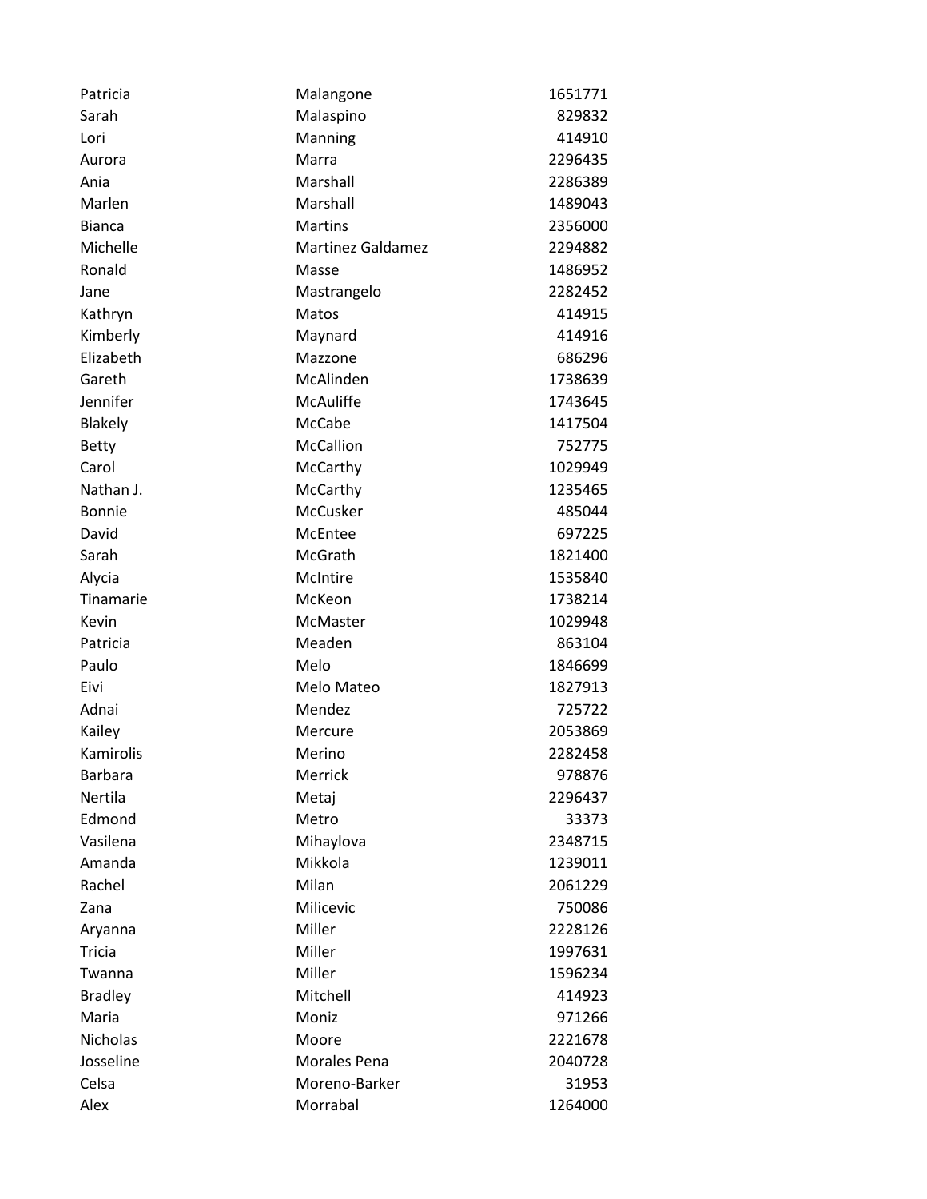| | | |
|---|---|---|
| Patricia | Malangone | 1651771 |
| Sarah | Malaspino | 829832 |
| Lori | Manning | 414910 |
| Aurora | Marra | 2296435 |
| Ania | Marshall | 2286389 |
| Marlen | Marshall | 1489043 |
| Bianca | Martins | 2356000 |
| Michelle | Martinez Galdamez | 2294882 |
| Ronald | Masse | 1486952 |
| Jane | Mastrangelo | 2282452 |
| Kathryn | Matos | 414915 |
| Kimberly | Maynard | 414916 |
| Elizabeth | Mazzone | 686296 |
| Gareth | McAlinden | 1738639 |
| Jennifer | McAuliffe | 1743645 |
| Blakely | McCabe | 1417504 |
| Betty | McCallion | 752775 |
| Carol | McCarthy | 1029949 |
| Nathan J. | McCarthy | 1235465 |
| Bonnie | McCusker | 485044 |
| David | McEntee | 697225 |
| Sarah | McGrath | 1821400 |
| Alycia | McIntire | 1535840 |
| Tinamarie | McKeon | 1738214 |
| Kevin | McMaster | 1029948 |
| Patricia | Meaden | 863104 |
| Paulo | Melo | 1846699 |
| Eivi | Melo Mateo | 1827913 |
| Adnai | Mendez | 725722 |
| Kailey | Mercure | 2053869 |
| Kamirolis | Merino | 2282458 |
| Barbara | Merrick | 978876 |
| Nertila | Metaj | 2296437 |
| Edmond | Metro | 33373 |
| Vasilena | Mihaylova | 2348715 |
| Amanda | Mikkola | 1239011 |
| Rachel | Milan | 2061229 |
| Zana | Milicevic | 750086 |
| Aryanna | Miller | 2228126 |
| Tricia | Miller | 1997631 |
| Twanna | Miller | 1596234 |
| Bradley | Mitchell | 414923 |
| Maria | Moniz | 971266 |
| Nicholas | Moore | 2221678 |
| Josseline | Morales Pena | 2040728 |
| Celsa | Moreno-Barker | 31953 |
| Alex | Morrabal | 1264000 |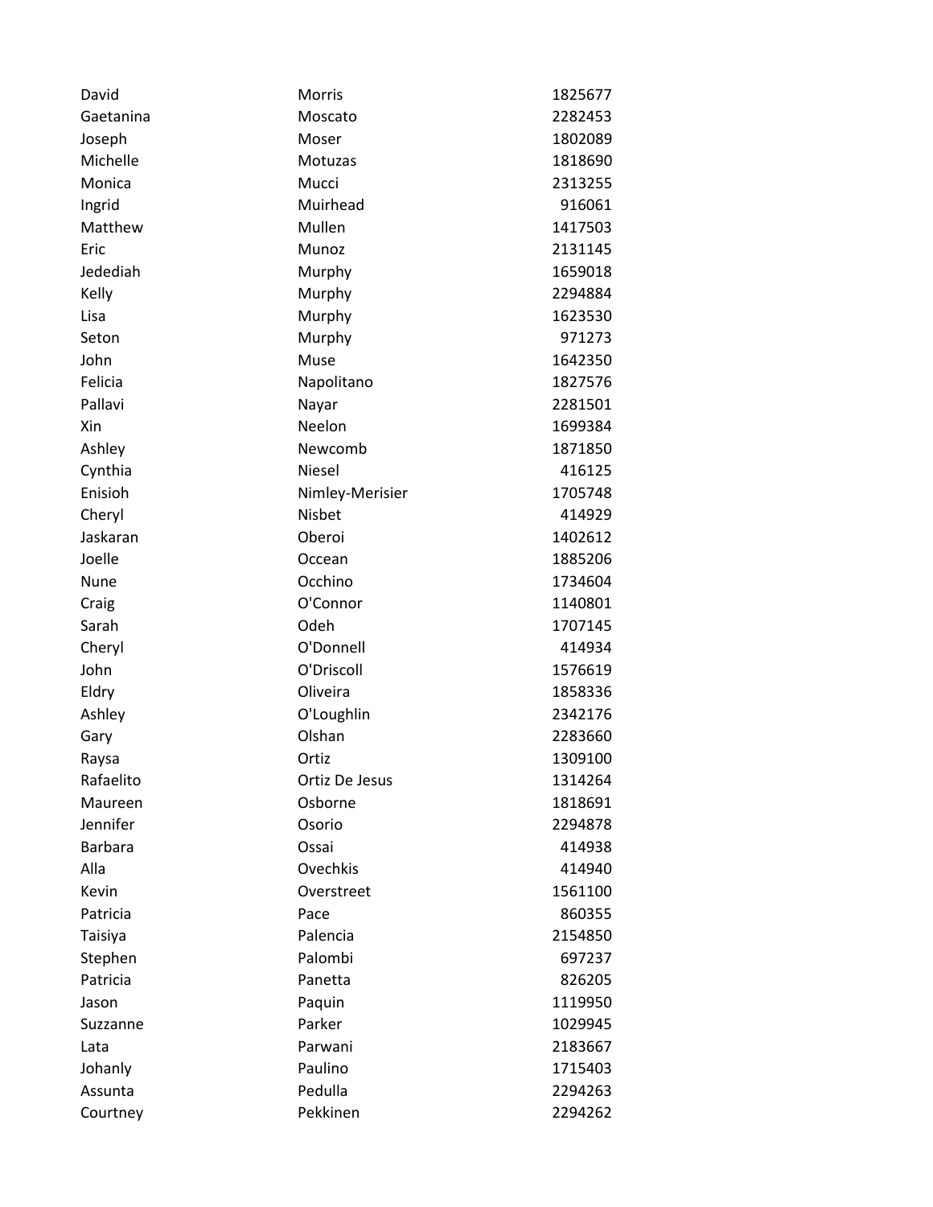| | | |
|---|---|---|
| David | Morris | 1825677 |
| Gaetanina | Moscato | 2282453 |
| Joseph | Moser | 1802089 |
| Michelle | Motuzas | 1818690 |
| Monica | Mucci | 2313255 |
| Ingrid | Muirhead | 916061 |
| Matthew | Mullen | 1417503 |
| Eric | Munoz | 2131145 |
| Jedediah | Murphy | 1659018 |
| Kelly | Murphy | 2294884 |
| Lisa | Murphy | 1623530 |
| Seton | Murphy | 971273 |
| John | Muse | 1642350 |
| Felicia | Napolitano | 1827576 |
| Pallavi | Nayar | 2281501 |
| Xin | Neelon | 1699384 |
| Ashley | Newcomb | 1871850 |
| Cynthia | Niesel | 416125 |
| Enisioh | Nimley-Merisier | 1705748 |
| Cheryl | Nisbet | 414929 |
| Jaskaran | Oberoi | 1402612 |
| Joelle | Occean | 1885206 |
| Nune | Occhino | 1734604 |
| Craig | O'Connor | 1140801 |
| Sarah | Odeh | 1707145 |
| Cheryl | O'Donnell | 414934 |
| John | O'Driscoll | 1576619 |
| Eldry | Oliveira | 1858336 |
| Ashley | O'Loughlin | 2342176 |
| Gary | Olshan | 2283660 |
| Raysa | Ortiz | 1309100 |
| Rafaelito | Ortiz De Jesus | 1314264 |
| Maureen | Osborne | 1818691 |
| Jennifer | Osorio | 2294878 |
| Barbara | Ossai | 414938 |
| Alla | Ovechkis | 414940 |
| Kevin | Overstreet | 1561100 |
| Patricia | Pace | 860355 |
| Taisiya | Palencia | 2154850 |
| Stephen | Palombi | 697237 |
| Patricia | Panetta | 826205 |
| Jason | Paquin | 1119950 |
| Suzzanne | Parker | 1029945 |
| Lata | Parwani | 2183667 |
| Johanly | Paulino | 1715403 |
| Assunta | Pedulla | 2294263 |
| Courtney | Pekkinen | 2294262 |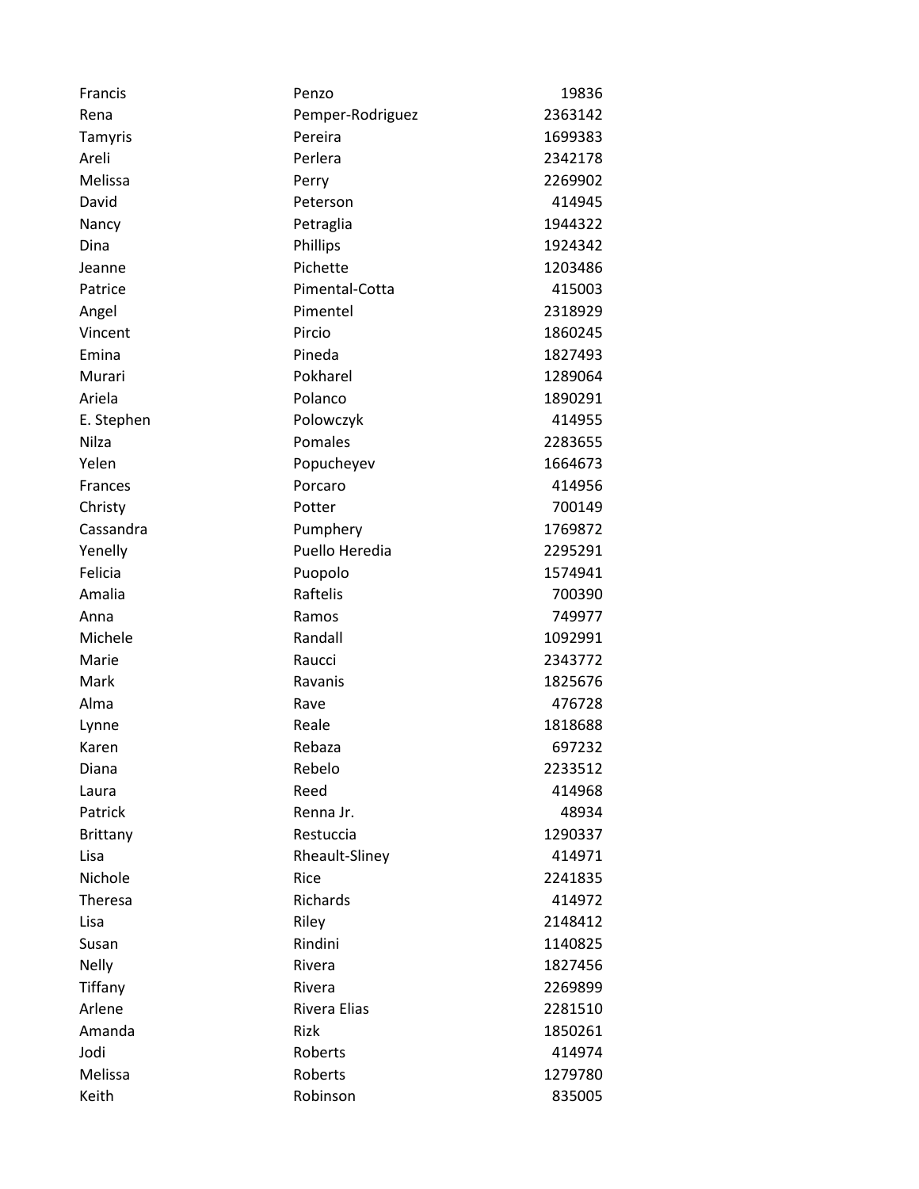| | | |
|---|---|---|
| Francis | Penzo | 19836 |
| Rena | Pemper-Rodriguez | 2363142 |
| Tamyris | Pereira | 1699383 |
| Areli | Perlera | 2342178 |
| Melissa | Perry | 2269902 |
| David | Peterson | 414945 |
| Nancy | Petraglia | 1944322 |
| Dina | Phillips | 1924342 |
| Jeanne | Pichette | 1203486 |
| Patrice | Pimental-Cotta | 415003 |
| Angel | Pimentel | 2318929 |
| Vincent | Pircio | 1860245 |
| Emina | Pineda | 1827493 |
| Murari | Pokharel | 1289064 |
| Ariela | Polanco | 1890291 |
| E. Stephen | Polowczyk | 414955 |
| Nilza | Pomales | 2283655 |
| Yelen | Popucheyev | 1664673 |
| Frances | Porcaro | 414956 |
| Christy | Potter | 700149 |
| Cassandra | Pumphery | 1769872 |
| Yenelly | Puello Heredia | 2295291 |
| Felicia | Puopolo | 1574941 |
| Amalia | Raftelis | 700390 |
| Anna | Ramos | 749977 |
| Michele | Randall | 1092991 |
| Marie | Raucci | 2343772 |
| Mark | Ravanis | 1825676 |
| Alma | Rave | 476728 |
| Lynne | Reale | 1818688 |
| Karen | Rebaza | 697232 |
| Diana | Rebelo | 2233512 |
| Laura | Reed | 414968 |
| Patrick | Renna Jr. | 48934 |
| Brittany | Restuccia | 1290337 |
| Lisa | Rheault-Sliney | 414971 |
| Nichole | Rice | 2241835 |
| Theresa | Richards | 414972 |
| Lisa | Riley | 2148412 |
| Susan | Rindini | 1140825 |
| Nelly | Rivera | 1827456 |
| Tiffany | Rivera | 2269899 |
| Arlene | Rivera Elias | 2281510 |
| Amanda | Rizk | 1850261 |
| Jodi | Roberts | 414974 |
| Melissa | Roberts | 1279780 |
| Keith | Robinson | 835005 |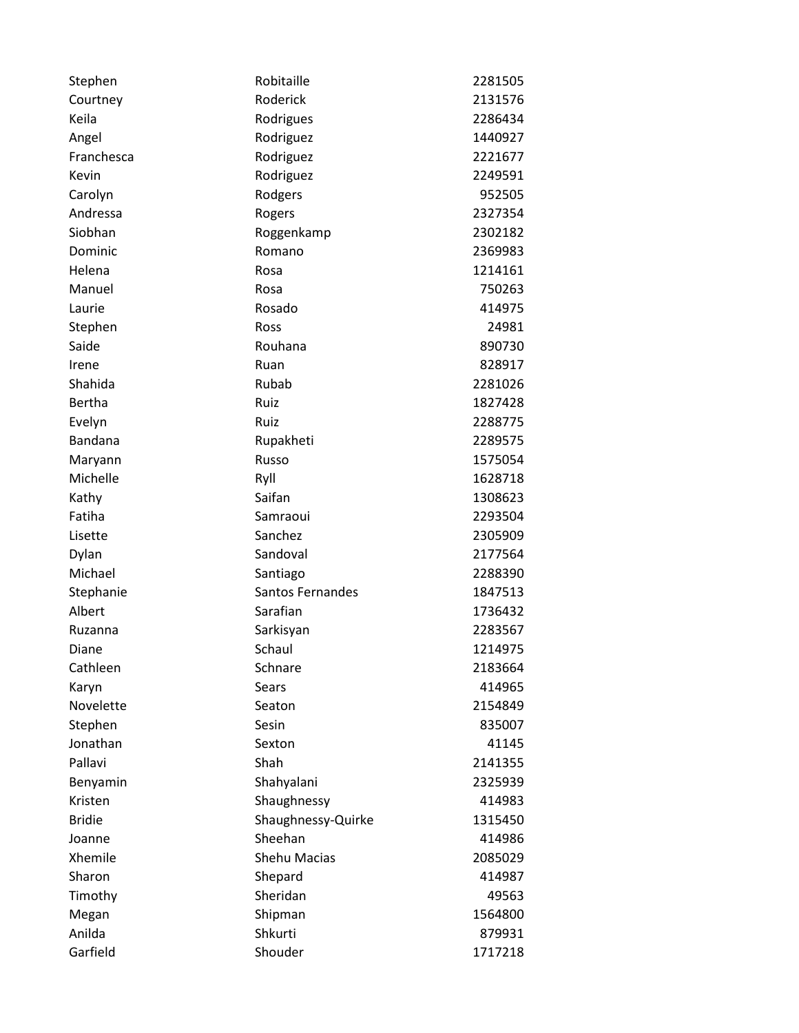| | | |
|---|---|---|
| Stephen | Robitaille | 2281505 |
| Courtney | Roderick | 2131576 |
| Keila | Rodrigues | 2286434 |
| Angel | Rodriguez | 1440927 |
| Franchesca | Rodriguez | 2221677 |
| Kevin | Rodriguez | 2249591 |
| Carolyn | Rodgers | 952505 |
| Andressa | Rogers | 2327354 |
| Siobhan | Roggenkamp | 2302182 |
| Dominic | Romano | 2369983 |
| Helena | Rosa | 1214161 |
| Manuel | Rosa | 750263 |
| Laurie | Rosado | 414975 |
| Stephen | Ross | 24981 |
| Saide | Rouhana | 890730 |
| Irene | Ruan | 828917 |
| Shahida | Rubab | 2281026 |
| Bertha | Ruiz | 1827428 |
| Evelyn | Ruiz | 2288775 |
| Bandana | Rupakheti | 2289575 |
| Maryann | Russo | 1575054 |
| Michelle | Ryll | 1628718 |
| Kathy | Saifan | 1308623 |
| Fatiha | Samraoui | 2293504 |
| Lisette | Sanchez | 2305909 |
| Dylan | Sandoval | 2177564 |
| Michael | Santiago | 2288390 |
| Stephanie | Santos Fernandes | 1847513 |
| Albert | Sarafian | 1736432 |
| Ruzanna | Sarkisyan | 2283567 |
| Diane | Schaul | 1214975 |
| Cathleen | Schnare | 2183664 |
| Karyn | Sears | 414965 |
| Novelette | Seaton | 2154849 |
| Stephen | Sesin | 835007 |
| Jonathan | Sexton | 41145 |
| Pallavi | Shah | 2141355 |
| Benyamin | Shahyalani | 2325939 |
| Kristen | Shaughnessy | 414983 |
| Bridie | Shaughnessy-Quirke | 1315450 |
| Joanne | Sheehan | 414986 |
| Xhemile | Shehu Macias | 2085029 |
| Sharon | Shepard | 414987 |
| Timothy | Sheridan | 49563 |
| Megan | Shipman | 1564800 |
| Anilda | Shkurti | 879931 |
| Garfield | Shouder | 1717218 |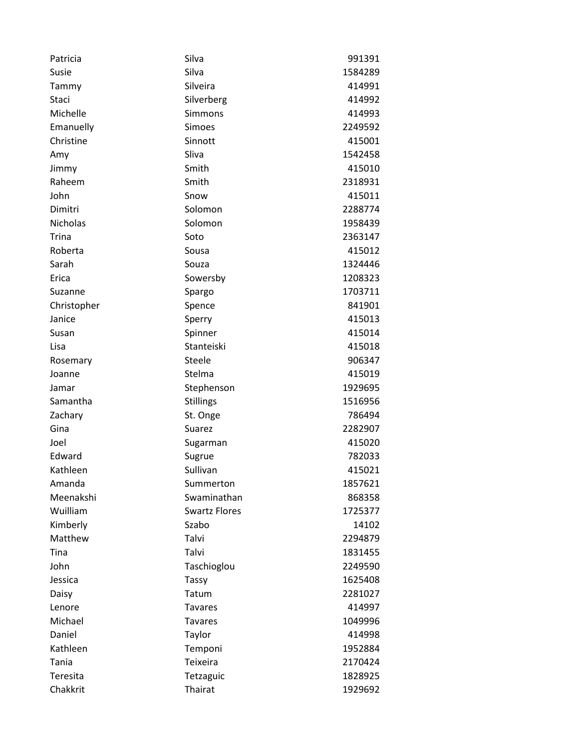| | | |
|---|---|---|
| Patricia | Silva | 991391 |
| Susie | Silva | 1584289 |
| Tammy | Silveira | 414991 |
| Staci | Silverberg | 414992 |
| Michelle | Simmons | 414993 |
| Emanuelly | Simoes | 2249592 |
| Christine | Sinnott | 415001 |
| Amy | Sliva | 1542458 |
| Jimmy | Smith | 415010 |
| Raheem | Smith | 2318931 |
| John | Snow | 415011 |
| Dimitri | Solomon | 2288774 |
| Nicholas | Solomon | 1958439 |
| Trina | Soto | 2363147 |
| Roberta | Sousa | 415012 |
| Sarah | Souza | 1324446 |
| Erica | Sowersby | 1208323 |
| Suzanne | Spargo | 1703711 |
| Christopher | Spence | 841901 |
| Janice | Sperry | 415013 |
| Susan | Spinner | 415014 |
| Lisa | Stanteiski | 415018 |
| Rosemary | Steele | 906347 |
| Joanne | Stelma | 415019 |
| Jamar | Stephenson | 1929695 |
| Samantha | Stillings | 1516956 |
| Zachary | St. Onge | 786494 |
| Gina | Suarez | 2282907 |
| Joel | Sugarman | 415020 |
| Edward | Sugrue | 782033 |
| Kathleen | Sullivan | 415021 |
| Amanda | Summerton | 1857621 |
| Meenakshi | Swaminathan | 868358 |
| Wuilliam | Swartz Flores | 1725377 |
| Kimberly | Szabo | 14102 |
| Matthew | Talvi | 2294879 |
| Tina | Talvi | 1831455 |
| John | Taschioglou | 2249590 |
| Jessica | Tassy | 1625408 |
| Daisy | Tatum | 2281027 |
| Lenore | Tavares | 414997 |
| Michael | Tavares | 1049996 |
| Daniel | Taylor | 414998 |
| Kathleen | Temponi | 1952884 |
| Tania | Teixeira | 2170424 |
| Teresita | Tetzaguic | 1828925 |
| Chakkrit | Thairat | 1929692 |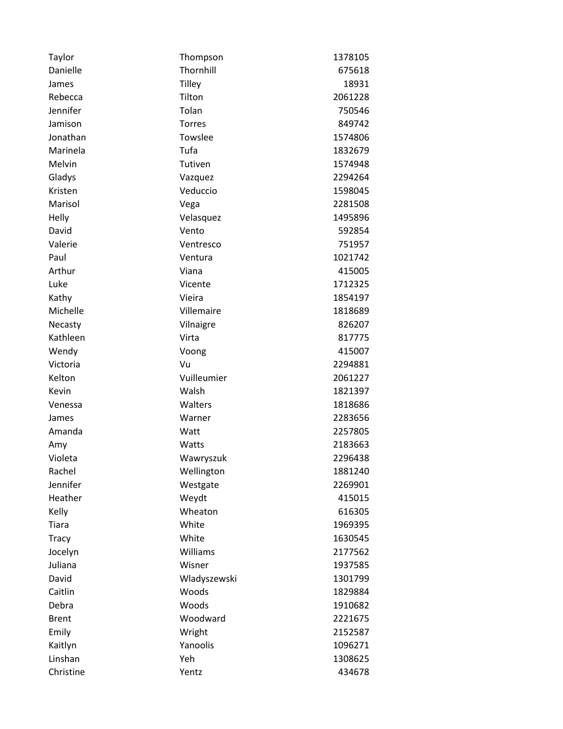| | | |
|---|---|---|
| Taylor | Thompson | 1378105 |
| Danielle | Thornhill | 675618 |
| James | Tilley | 18931 |
| Rebecca | Tilton | 2061228 |
| Jennifer | Tolan | 750546 |
| Jamison | Torres | 849742 |
| Jonathan | Towslee | 1574806 |
| Marinela | Tufa | 1832679 |
| Melvin | Tutiven | 1574948 |
| Gladys | Vazquez | 2294264 |
| Kristen | Veduccio | 1598045 |
| Marisol | Vega | 2281508 |
| Helly | Velasquez | 1495896 |
| David | Vento | 592854 |
| Valerie | Ventresco | 751957 |
| Paul | Ventura | 1021742 |
| Arthur | Viana | 415005 |
| Luke | Vicente | 1712325 |
| Kathy | Vieira | 1854197 |
| Michelle | Villemaire | 1818689 |
| Necasty | Vilnaigre | 826207 |
| Kathleen | Virta | 817775 |
| Wendy | Voong | 415007 |
| Victoria | Vu | 2294881 |
| Kelton | Vuilleumier | 2061227 |
| Kevin | Walsh | 1821397 |
| Venessa | Walters | 1818686 |
| James | Warner | 2283656 |
| Amanda | Watt | 2257805 |
| Amy | Watts | 2183663 |
| Violeta | Wawryszuk | 2296438 |
| Rachel | Wellington | 1881240 |
| Jennifer | Westgate | 2269901 |
| Heather | Weydt | 415015 |
| Kelly | Wheaton | 616305 |
| Tiara | White | 1969395 |
| Tracy | White | 1630545 |
| Jocelyn | Williams | 2177562 |
| Juliana | Wisner | 1937585 |
| David | Wladyszewski | 1301799 |
| Caitlin | Woods | 1829884 |
| Debra | Woods | 1910682 |
| Brent | Woodward | 2221675 |
| Emily | Wright | 2152587 |
| Kaitlyn | Yanoolis | 1096271 |
| Linshan | Yeh | 1308625 |
| Christine | Yentz | 434678 |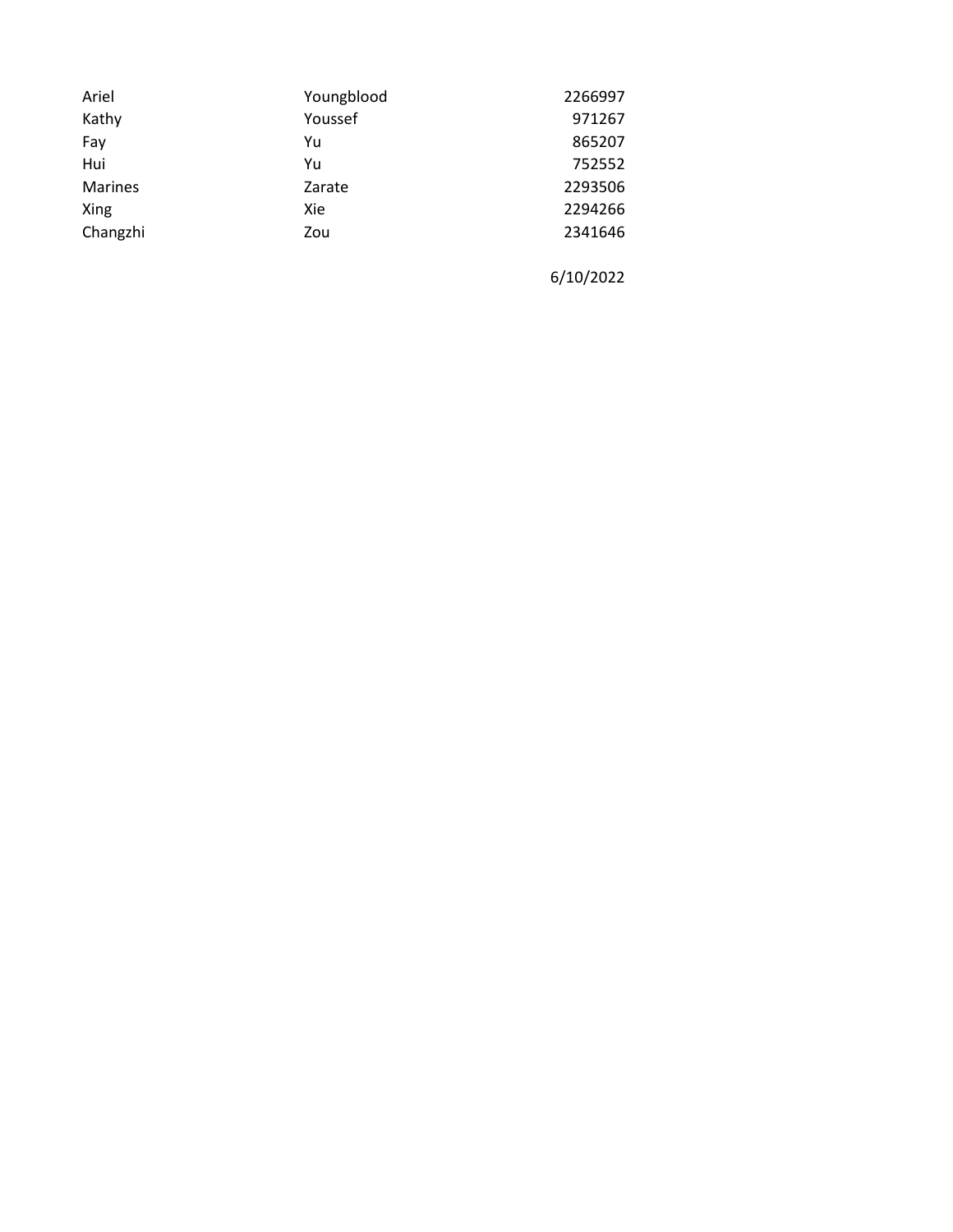| | | |
|---|---|---|
| Ariel | Youngblood | 2266997 |
| Kathy | Youssef | 971267 |
| Fay | Yu | 865207 |
| Hui | Yu | 752552 |
| Marines | Zarate | 2293506 |
| Xing | Xie | 2294266 |
| Changzhi | Zou | 2341646 |

6/10/2022